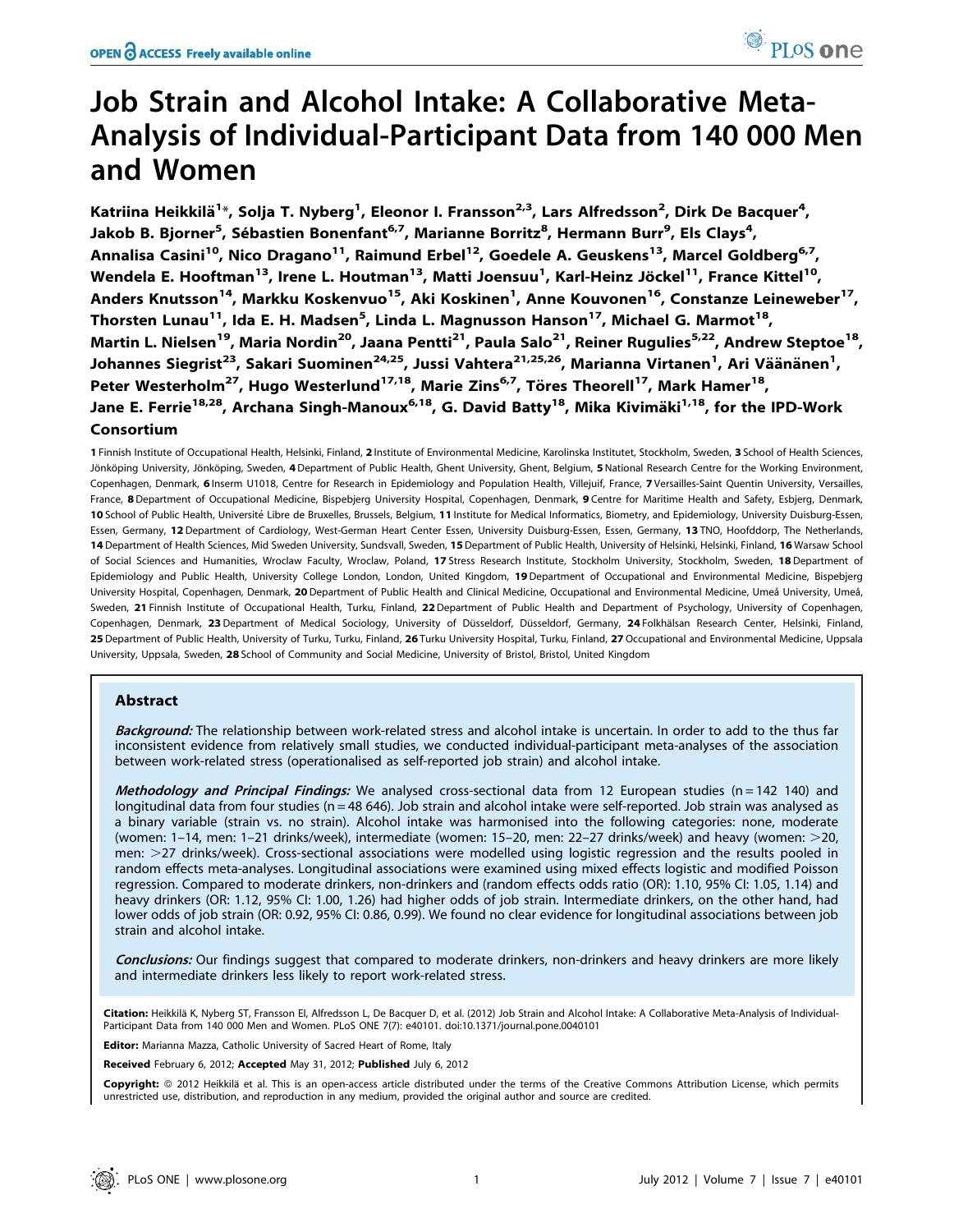# Job Strain and Alcohol Intake: A Collaborative Meta-Analysis of Individual-Participant Data from 140 000 Men and Women

**Katriina Heikkilä[1]*, Solja T. Nyberg[1], Eleonor I. Fransson[2,3], Lars Alfredsson[2], Dirk De Bacquer[4], Jakob B. Bjorner[5], Sébastien Bonenfant[6,7], Marianne Borritz[8], Hermann Burr[9], Els Clays[4], Annalisa Casini[10], Nico Dragano[11], Raimund Erbel[12], Goedele A. Geuskens[13], Marcel Goldberg[6,7], Wendela E. Hooftman[13], Irene L. Houtman[13], Matti Joensuu[1], Karl-Heinz Jöckel[11], France Kittel[10], Anders Knutsson[14], Markku Koskenvuo[15], Aki Koskinen[1], Anne Kouvonen[16], Constanze Leineweber[17], Thorsten Lunau[11], Ida E. H. Madsen[5], Linda L. Magnusson Hanson[17], Michael G. Marmot[18], Martin L. Nielsen[19], Maria Nordin[20], Jaana Pentti[21], Paula Salo[21], Reiner Rugulies[5,22], Andrew Steptoe[18], Johannes Siegrist[23], Sakari Suominen[24,25], Jussi Vahtera[21,25,26], Marianna Virtanen[1], Ari Väänänen[1], Peter Westerholm[27], Hugo Westerlund[17,18], Marie Zins[6,7], Töres Theorell[17], Mark Hamer[18], Jane E. Ferrie[18,28], Archana Singh-Manoux[6,18], G. David Batty[18], Mika Kivimäki[1,18], for the IPD-Work Consortium**

1 Finnish Institute of Occupational Health, Helsinki, Finland, 2 Institute of Environmental Medicine, Karolinska Institutet, Stockholm, Sweden, 3 School of Health Sciences, Jönköping University, Jönköping, Sweden, 4 Department of Public Health, Ghent University, Ghent, Belgium, 5 National Research Centre for the Working Environment, Copenhagen, Denmark, 6 Inserm U1018, Centre for Research in Epidemiology and Population Health, Villejuif, France, 7 Versailles-Saint Quentin University, Versailles, France, 8 Department of Occupational Medicine, Bispebjerg University Hospital, Copenhagen, Denmark, 9 Centre for Maritime Health and Safety, Esbjerg, Denmark, 10 School of Public Health, Université Libre de Bruxelles, Brussels, Belgium, 11 Institute for Medical Informatics, Biometry, and Epidemiology, University Duisburg-Essen, Essen, Germany, 12 Department of Cardiology, West-German Heart Center Essen, University Duisburg-Essen, Essen, Germany, 13 TNO, Hoofddorp, The Netherlands, 14 Department of Health Sciences, Mid Sweden University, Sundsvall, Sweden, 15 Department of Public Health, University of Helsinki, Helsinki, Finland, 16 Warsaw School of Social Sciences and Humanities, Wroclaw Faculty, Wroclaw, Poland, 17 Stress Research Institute, Stockholm University, Stockholm, Sweden, 18 Department of Epidemiology and Public Health, University College London, London, United Kingdom, 19 Department of Occupational and Environmental Medicine, Bispebjerg University Hospital, Copenhagen, Denmark, 20 Department of Public Health and Clinical Medicine, Occupational and Environmental Medicine, Umeå University, Umeå, Sweden, 21 Finnish Institute of Occupational Health, Turku, Finland, 22 Department of Public Health and Department of Psychology, University of Copenhagen, Copenhagen, Denmark, 23 Department of Medical Sociology, University of Düsseldorf, Düsseldorf, Germany, 24 Folkhälsan Research Center, Helsinki, Finland, 25 Department of Public Health, University of Turku, Turku, Finland, 26 Turku University Hospital, Turku, Finland, 27 Occupational and Environmental Medicine, Uppsala University, Uppsala, Sweden, 28 School of Community and Social Medicine, University of Bristol, Bristol, United Kingdom

## Abstract

***Background:*** The relationship between work-related stress and alcohol intake is uncertain. In order to add to the thus far inconsistent evidence from relatively small studies, we conducted individual-participant meta-analyses of the association between work-related stress (operationalised as self-reported job strain) and alcohol intake.

***Methodology and Principal Findings:*** We analysed cross-sectional data from 12 European studies (n = 142 140) and longitudinal data from four studies (n = 48 646). Job strain and alcohol intake were self-reported. Job strain was analysed as a binary variable (strain vs. no strain). Alcohol intake was harmonised into the following categories: none, moderate (women: 1–14, men: 1–21 drinks/week), intermediate (women: 15–20, men: 22–27 drinks/week) and heavy (women: >20, men: >27 drinks/week). Cross-sectional associations were modelled using logistic regression and the results pooled in random effects meta-analyses. Longitudinal associations were examined using mixed effects logistic and modified Poisson regression. Compared to moderate drinkers, non-drinkers and (random effects odds ratio (OR): 1.10, 95% CI: 1.05, 1.14) and heavy drinkers (OR: 1.12, 95% CI: 1.00, 1.26) had higher odds of job strain. Intermediate drinkers, on the other hand, had lower odds of job strain (OR: 0.92, 95% CI: 0.86, 0.99). We found no clear evidence for longitudinal associations between job strain and alcohol intake.

***Conclusions:*** Our findings suggest that compared to moderate drinkers, non-drinkers and heavy drinkers are more likely and intermediate drinkers less likely to report work-related stress.

**Citation:** Heikkilä K, Nyberg ST, Fransson EI, Alfredsson L, De Bacquer D, et al. (2012) Job Strain and Alcohol Intake: A Collaborative Meta-Analysis of Individual-Participant Data from 140 000 Men and Women. PLoS ONE 7(7): e40101. doi:10.1371/journal.pone.0040101

**Editor:** Marianna Mazza, Catholic University of Sacred Heart of Rome, Italy

**Received** February 6, 2012; **Accepted** May 31, 2012; **Published** July 6, 2012

**Copyright:** © 2012 Heikkilä et al. This is an open-access article distributed under the terms of the Creative Commons Attribution License, which permits unrestricted use, distribution, and reproduction in any medium, provided the original author and source are credited.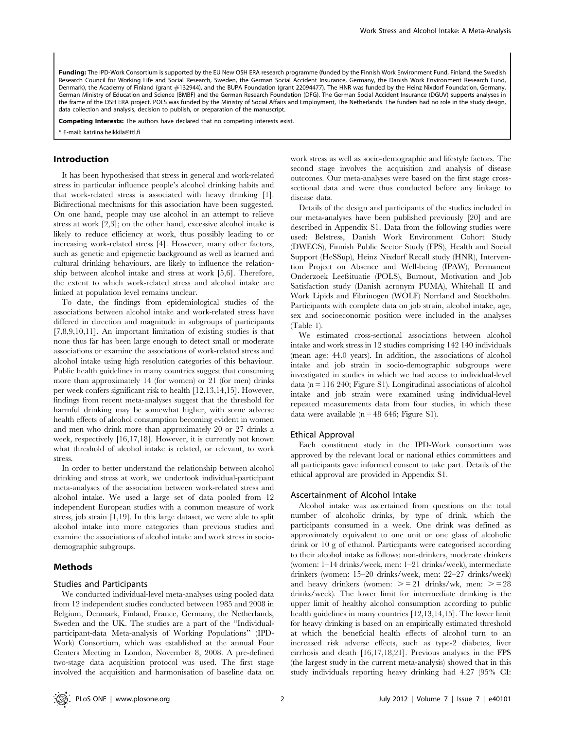**Funding:** The IPD-Work Consortium is supported by the EU New OSH ERA research programme (funded by the Finnish Work Environment Fund, Finland, the Swedish Research Council for Working Life and Social Research, Sweden, the German Social Accident Insurance, Germany, the Danish Work Environment Research Fund, Denmark), the Academy of Finland (grant #132944), and the BUPA Foundation (grant 22094477). The HNR was funded by the Heinz Nixdorf Foundation, Germany, German Ministry of Education and Science (BMBF) and the German Research Foundation (DFG). The German Social Accident Insurance (DGUV) supports analyses in the frame of the OSH ERA project. POLS was funded by the Ministry of Social Affairs and Employment, The Netherlands. The funders had no role in the study design, data collection and analysis, decision to publish, or preparation of the manuscript.

**Competing Interests:** The authors have declared that no competing interests exist.

\* E-mail: katriina.heikkila@ttl.fi

## Introduction

It has been hypothesised that stress in general and work-related stress in particular influence people's alcohol drinking habits and that work-related stress is associated with heavy drinking [1]. Bidirectional mechnisms for this association have been suggested. On one hand, people may use alcohol in an attempt to relieve stress at work [2,3]; on the other hand, excessive alcohol intake is likely to reduce efficiency at work, thus possibly leading to or increasing work-related stress [4]. However, many other factors, such as genetic and epigenetic background as well as learned and cultural drinking behaviours, are likely to influence the relationship between alcohol intake and stress at work [5,6]. Therefore, the extent to which work-related stress and alcohol intake are linked at population level remains unclear.

To date, the findings from epidemiological studies of the associations between alcohol intake and work-related stress have differed in direction and magnitude in subgroups of participants [7,8,9,10,11]. An important limitation of existing studies is that none thus far has been large enough to detect small or moderate associations or examine the associations of work-related stress and alcohol intake using high resolution categories of this behaviour. Public health guidelines in many countries suggest that consuming more than approximately 14 (for women) or 21 (for men) drinks per week confers significant risk to health [12,13,14,15]. However, findings from recent meta-analyses suggest that the threshold for harmful drinking may be somewhat higher, with some adverse health effects of alcohol consumption becoming evident in women and men who drink more than approximately 20 or 27 drinks a week, respectively [16,17,18]. However, it is currently not known what threshold of alcohol intake is related, or relevant, to work stress.

In order to better understand the relationship between alcohol drinking and stress at work, we undertook individual-participant meta-analyses of the association between work-related stress and alcohol intake. We used a large set of data pooled from 12 independent European studies with a common measure of work stress, job strain [1,19]. In this large dataset, we were able to split alcohol intake into more categories than previous studies and examine the associations of alcohol intake and work stress in socio-demographic subgroups.

## Methods

### Studies and Participants

We conducted individual-level meta-analyses using pooled data from 12 independent studies conducted between 1985 and 2008 in Belgium, Denmark, Finland, France, Germany, the Netherlands, Sweden and the UK. The studies are a part of the "Individual-participant-data Meta-analysis of Working Populations" (IPD-Work) Consortium, which was established at the annual Four Centers Meeting in London, November 8, 2008. A pre-defined two-stage data acquisition protocol was used. The first stage involved the acquisition and harmonisation of baseline data on work stress as well as socio-demographic and lifestyle factors. The second stage involves the acquisition and analysis of disease outcomes. Our meta-analyses were based on the first stage cross-sectional data and were thus conducted before any linkage to disease data.

Details of the design and participants of the studies included in our meta-analyses have been published previously [20] and are described in Appendix S1. Data from the following studies were used: Belstress, Danish Work Environment Cohort Study (DWECS), Finnish Public Sector Study (FPS), Health and Social Support (HeSSup), Heinz Nixdorf Recall study (HNR), Intervention Project on Absence and Well-being (IPAW), Permanent Onderzoek Leefsituatie (POLS), Burnout, Motivation and Job Satisfaction study (Danish acronym PUMA), Whitehall II and Work Lipids and Fibrinogen (WOLF) Norrland and Stockholm. Participants with complete data on job strain, alcohol intake, age, sex and socioeconomic position were included in the analyses (Table 1).

We estimated cross-sectional associations between alcohol intake and work stress in 12 studies comprising 142 140 individuals (mean age: 44.0 years). In addition, the associations of alcohol intake and job strain in socio-demographic subgroups were investigated in studies in which we had access to individual-level data (n = 116 240; Figure S1). Longitudinal associations of alcohol intake and job strain were examined using individual-level repeated measurements data from four studies, in which these data were available (n = 48 646; Figure S1).

### Ethical Approval

Each constituent study in the IPD-Work consortium was approved by the relevant local or national ethics committees and all participants gave informed consent to take part. Details of the ethical approval are provided in Appendix S1.

### Ascertainment of Alcohol Intake

Alcohol intake was ascertained from questions on the total number of alcoholic drinks, by type of drink, which the participants consumed in a week. One drink was defined as approximately equivalent to one unit or one glass of alcoholic drink or 10 g of ethanol. Participants were categorised according to their alcohol intake as follows: non-drinkers, moderate drinkers (women: 1–14 drinks/week, men: 1–21 drinks/week), intermediate drinkers (women: 15–20 drinks/week, men: 22–27 drinks/week) and heavy drinkers (women: >= 21 drinks/wk, men: >= 28 drinks/week). The lower limit for intermediate drinking is the upper limit of healthy alcohol consumption according to public health guidelines in many countries [12,13,14,15]. The lower limit for heavy drinking is based on an empirically estimated threshold at which the beneficial health effects of alcohol turn to an increased risk adverse effects, such as type-2 diabetes, liver cirrhosis and death [16,17,18,21]. Previous analyses in the FPS (the largest study in the current meta-analysis) showed that in this study individuals reporting heavy drinking had 4.27 (95% CI: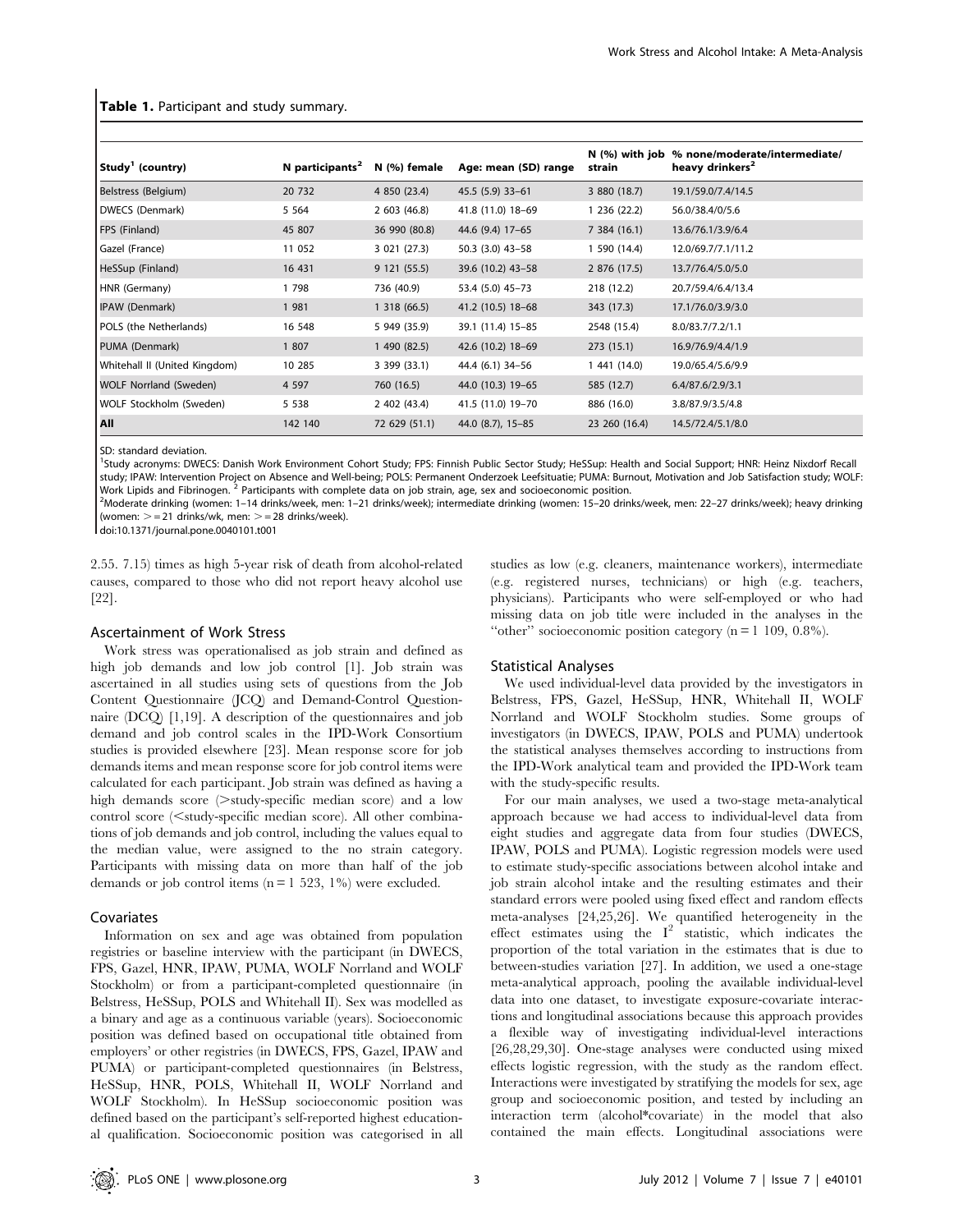**Table 1.** Participant and study summary.

| Study[1] (country) | N participants[2] | N (%) female | Age: mean (SD) range | N (%) with job strain | % none/moderate/intermediate/ heavy drinkers[2] |
|---|---|---|---|---|---|
| Belstress (Belgium) | 20 732 | 4 850 (23.4) | 45.5 (5.9) 33–61 | 3 880 (18.7) | 19.1/59.0/7.4/14.5 |
| DWECS (Denmark) | 5 564 | 2 603 (46.8) | 41.8 (11.0) 18–69 | 1 236 (22.2) | 56.0/38.4/0/5.6 |
| FPS (Finland) | 45 807 | 36 990 (80.8) | 44.6 (9.4) 17–65 | 7 384 (16.1) | 13.6/76.1/3.9/6.4 |
| Gazel (France) | 11 052 | 3 021 (27.3) | 50.3 (3.0) 43–58 | 1 590 (14.4) | 12.0/69.7/7.1/11.2 |
| HeSSup (Finland) | 16 431 | 9 121 (55.5) | 39.6 (10.2) 43–58 | 2 876 (17.5) | 13.7/76.4/5.0/5.0 |
| HNR (Germany) | 1 798 | 736 (40.9) | 53.4 (5.0) 45–73 | 218 (12.2) | 20.7/59.4/6.4/13.4 |
| IPAW (Denmark) | 1 981 | 1 318 (66.5) | 41.2 (10.5) 18–68 | 343 (17.3) | 17.1/76.0/3.9/3.0 |
| POLS (the Netherlands) | 16 548 | 5 949 (35.9) | 39.1 (11.4) 15–85 | 2548 (15.4) | 8.0/83.7/7.2/1.1 |
| PUMA (Denmark) | 1 807 | 1 490 (82.5) | 42.6 (10.2) 18–69 | 273 (15.1) | 16.9/76.9/4.4/1.9 |
| Whitehall II (United Kingdom) | 10 285 | 3 399 (33.1) | 44.4 (6.1) 34–56 | 1 441 (14.0) | 19.0/65.4/5.6/9.9 |
| WOLF Norrland (Sweden) | 4 597 | 760 (16.5) | 44.0 (10.3) 19–65 | 585 (12.7) | 6.4/87.6/2.9/3.1 |
| WOLF Stockholm (Sweden) | 5 538 | 2 402 (43.4) | 41.5 (11.0) 19–70 | 886 (16.0) | 3.8/87.9/3.5/4.8 |
| **All** | 142 140 | 72 629 (51.1) | 44.0 (8.7), 15–85 | 23 260 (16.4) | 14.5/72.4/5.1/8.0 |

SD: standard deviation.
[1]Study acronyms: DWECS: Danish Work Environment Cohort Study; FPS: Finnish Public Sector Study; HeSSup: Health and Social Support; HNR: Heinz Nixdorf Recall study; IPAW: Intervention Project on Absence and Well-being; POLS: Permanent Onderzoek Leefsituatie; PUMA: Burnout, Motivation and Job Satisfaction study; WOLF: Work Lipids and Fibrinogen. [2] Participants with complete data on job strain, age, sex and socioeconomic position.
[2]Moderate drinking (women: 1–14 drinks/week, men: 1–21 drinks/week); intermediate drinking (women: 15–20 drinks/week, men: 22–27 drinks/week); heavy drinking (women: >= 21 drinks/wk, men: >= 28 drinks/week).
doi:10.1371/journal.pone.0040101.t001

2.55. 7.15) times as high 5-year risk of death from alcohol-related causes, compared to those who did not report heavy alcohol use [22].

### Ascertainment of Work Stress

Work stress was operationalised as job strain and defined as high job demands and low job control [1]. Job strain was ascertained in all studies using sets of questions from the Job Content Questionnaire (JCQ) and Demand-Control Questionnaire (DCQ) [1,19]. A description of the questionnaires and job demand and job control scales in the IPD-Work Consortium studies is provided elsewhere [23]. Mean response score for job demands items and mean response score for job control items were calculated for each participant. Job strain was defined as having a high demands score (>study-specific median score) and a low control score (<study-specific median score). All other combinations of job demands and job control, including the values equal to the median value, were assigned to the no strain category. Participants with missing data on more than half of the job demands or job control items (n = 1 523, 1%) were excluded.

### Covariates

Information on sex and age was obtained from population registries or baseline interview with the participant (in DWECS, FPS, Gazel, HNR, IPAW, PUMA, WOLF Norrland and WOLF Stockholm) or from a participant-completed questionnaire (in Belstress, HeSSup, POLS and Whitehall II). Sex was modelled as a binary and age as a continuous variable (years). Socioeconomic position was defined based on occupational title obtained from employers' or other registries (in DWECS, FPS, Gazel, IPAW and PUMA) or participant-completed questionnaires (in Belstress, HeSSup, HNR, POLS, Whitehall II, WOLF Norrland and WOLF Stockholm). In HeSSup socioeconomic position was defined based on the participant's self-reported highest educational qualification. Socioeconomic position was categorised in all studies as low (e.g. cleaners, maintenance workers), intermediate (e.g. registered nurses, technicians) or high (e.g. teachers, physicians). Participants who were self-employed or who had missing data on job title were included in the analyses in the "other" socioeconomic position category (n = 1 109, 0.8%).

### Statistical Analyses

We used individual-level data provided by the investigators in Belstress, FPS, Gazel, HeSSup, HNR, Whitehall II, WOLF Norrland and WOLF Stockholm studies. Some groups of investigators (in DWECS, IPAW, POLS and PUMA) undertook the statistical analyses themselves according to instructions from the IPD-Work analytical team and provided the IPD-Work team with the study-specific results.

For our main analyses, we used a two-stage meta-analytical approach because we had access to individual-level data from eight studies and aggregate data from four studies (DWECS, IPAW, POLS and PUMA). Logistic regression models were used to estimate study-specific associations between alcohol intake and job strain alcohol intake and the resulting estimates and their standard errors were pooled using fixed effect and random effects meta-analyses [24,25,26]. We quantified heterogeneity in the effect estimates using the $I^2$ statistic, which indicates the proportion of the total variation in the estimates that is due to between-studies variation [27]. In addition, we used a one-stage meta-analytical approach, pooling the available individual-level data into one dataset, to investigate exposure-covariate interactions and longitudinal associations because this approach provides a flexible way of investigating individual-level interactions [26,28,29,30]. One-stage analyses were conducted using mixed effects logistic regression, with the study as the random effect. Interactions were investigated by stratifying the models for sex, age group and socioeconomic position, and tested by including an interaction term (alcohol*covariate) in the model that also contained the main effects. Longitudinal associations were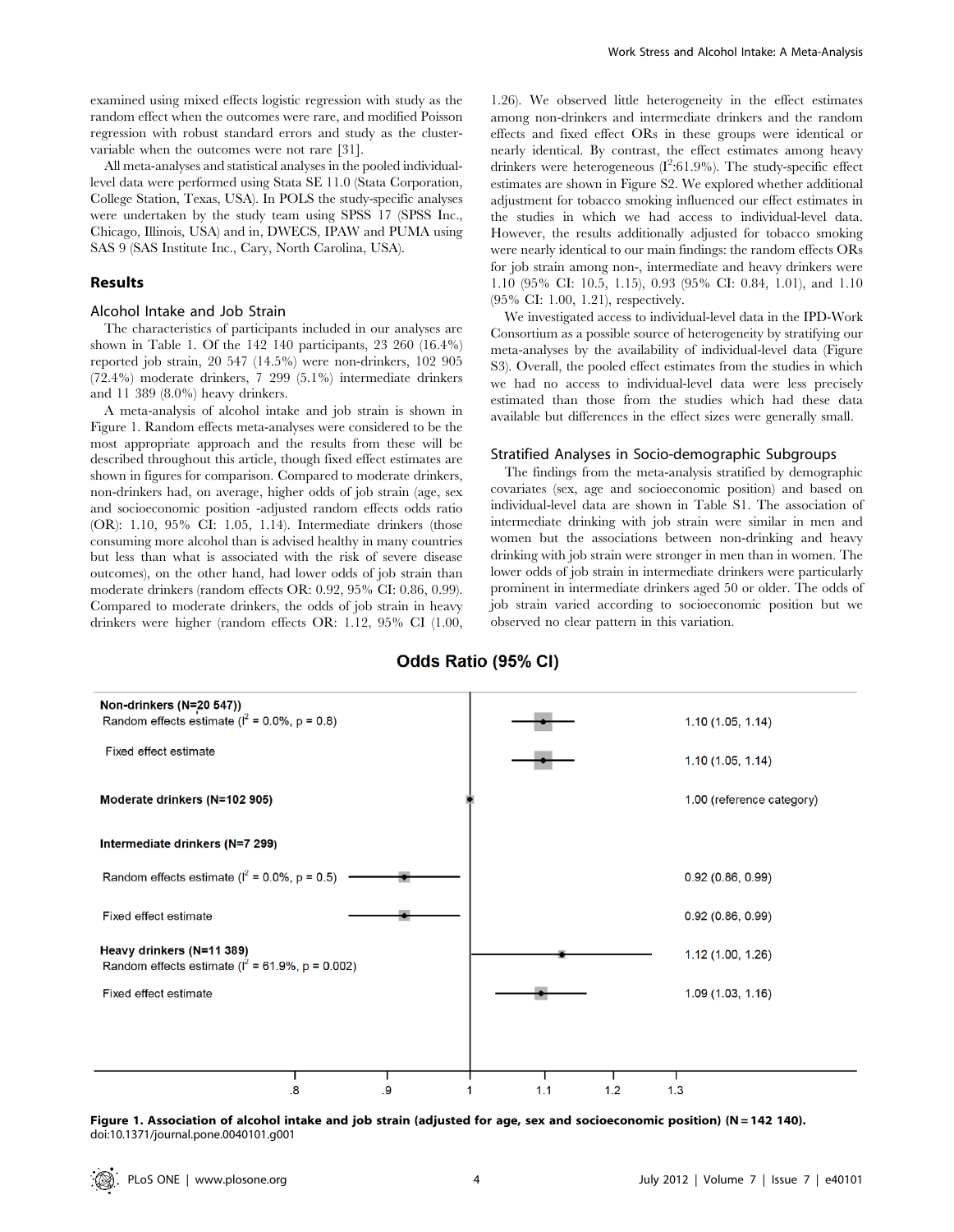examined using mixed effects logistic regression with study as the random effect when the outcomes were rare, and modified Poisson regression with robust standard errors and study as the cluster-variable when the outcomes were not rare [31].

All meta-analyses and statistical analyses in the pooled individual-level data were performed using Stata SE 11.0 (Stata Corporation, College Station, Texas, USA). In POLS the study-specific analyses were undertaken by the study team using SPSS 17 (SPSS Inc., Chicago, Illinois, USA) and in, DWECS, IPAW and PUMA using SAS 9 (SAS Institute Inc., Cary, North Carolina, USA).

## Results

### Alcohol Intake and Job Strain

The characteristics of participants included in our analyses are shown in Table 1. Of the 142 140 participants, 23 260 (16.4%) reported job strain, 20 547 (14.5%) were non-drinkers, 102 905 (72.4%) moderate drinkers, 7 299 (5.1%) intermediate drinkers and 11 389 (8.0%) heavy drinkers.

A meta-analysis of alcohol intake and job strain is shown in Figure 1. Random effects meta-analyses were considered to be the most appropriate approach and the results from these will be described throughout this article, though fixed effect estimates are shown in figures for comparison. Compared to moderate drinkers, non-drinkers had, on average, higher odds of job strain (age, sex and socioeconomic position -adjusted random effects odds ratio (OR): 1.10, 95% CI: 1.05, 1.14). Intermediate drinkers (those consuming more alcohol than is advised healthy in many countries but less than what is associated with the risk of severe disease outcomes), on the other hand, had lower odds of job strain than moderate drinkers (random effects OR: 0.92, 95% CI: 0.86, 0.99). Compared to moderate drinkers, the odds of job strain in heavy drinkers were higher (random effects OR: 1.12, 95% CI (1.00, 1.26). We observed little heterogeneity in the effect estimates among non-drinkers and intermediate drinkers and the random effects and fixed effect ORs in these groups were identical or nearly identical. By contrast, the effect estimates among heavy drinkers were heterogeneous ($I^2$:61.9%). The study-specific effect estimates are shown in Figure S2. We explored whether additional adjustment for tobacco smoking influenced our effect estimates in the studies in which we had access to individual-level data. However, the results additionally adjusted for tobacco smoking were nearly identical to our main findings: the random effects ORs for job strain among non-, intermediate and heavy drinkers were 1.10 (95% CI: 10.5, 1.15), 0.93 (95% CI: 0.84, 1.01), and 1.10 (95% CI: 1.00, 1.21), respectively.

We investigated access to individual-level data in the IPD-Work Consortium as a possible source of heterogeneity by stratifying our meta-analyses by the availability of individual-level data (Figure S3). Overall, the pooled effect estimates from the studies in which we had no access to individual-level data were less precisely estimated than those from the studies which had these data available but differences in the effect sizes were generally small.

### Stratified Analyses in Socio-demographic Subgroups

The findings from the meta-analysis stratified by demographic covariates (sex, age and socioeconomic position) and based on individual-level data are shown in Table S1. The association of intermediate drinking with job strain were similar in men and women but the associations between non-drinking and heavy drinking with job strain were stronger in men than in women. The lower odds of job strain in intermediate drinkers were particularly prominent in intermediate drinkers aged 50 or older. The odds of job strain varied according to socioeconomic position but we observed no clear pattern in this variation.

| | Odds Ratio (95% CI) |
|---|---|
| **Non-drinkers (N=20 547)** | |
| Random effects estimate ($I^2$ = 0.0%, p = 0.8) | 1.10 (1.05, 1.14) |
| Fixed effect estimate | 1.10 (1.05, 1.14) |
| **Moderate drinkers (N=102 905)** | 1.00 (reference category) |
| **Intermediate drinkers (N=7 299)** | |
| Random effects estimate ($I^2$ = 0.0%, p = 0.5) | 0.92 (0.86, 0.99) |
| Fixed effect estimate | 0.92 (0.86, 0.99) |
| **Heavy drinkers (N=11 389)** | |
| Random effects estimate ($I^2$ = 61.9%, p = 0.002) | 1.12 (1.00, 1.26) |
| Fixed effect estimate | 1.09 (1.03, 1.16) |

**Figure 1. Association of alcohol intake and job strain (adjusted for age, sex and socioeconomic position) (N = 142 140).**
doi:10.1371/journal.pone.0040101.g001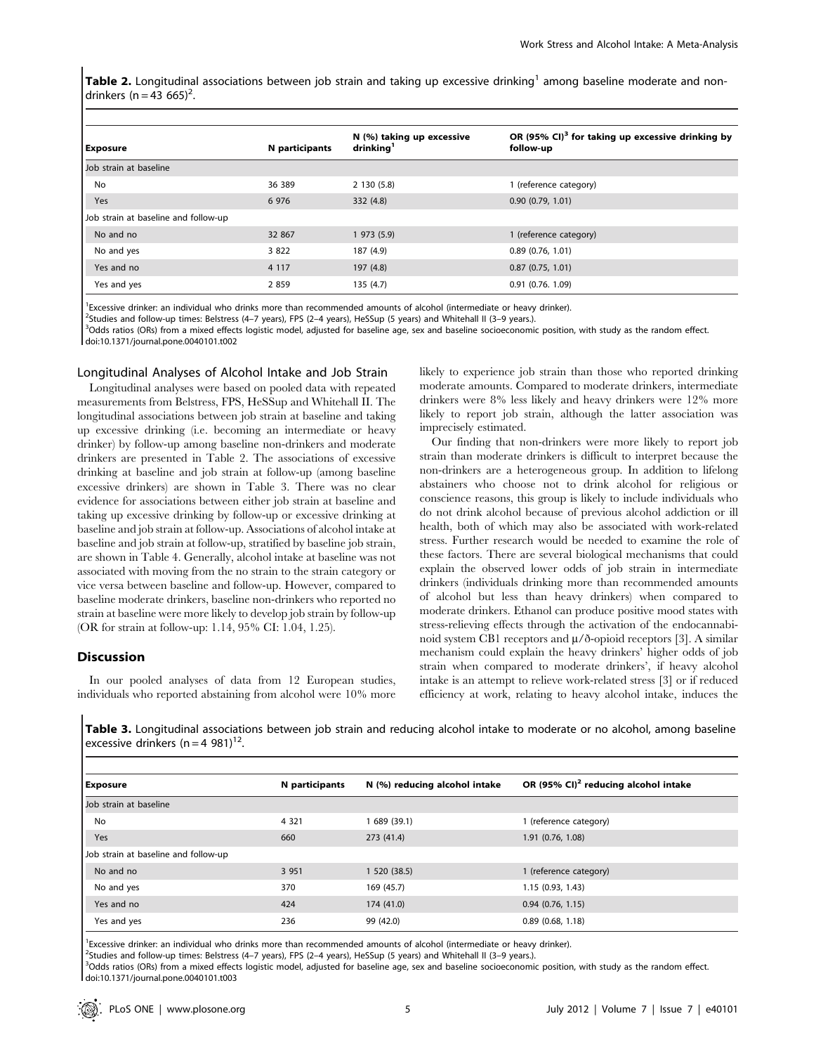**Table 2.** Longitudinal associations between job strain and taking up excessive drinking[1] among baseline moderate and non-drinkers (n = 43 665)[2].

| Exposure | N participants | N (%) taking up excessive drinking[1] | OR (95% CI)[3] for taking up excessive drinking by follow-up |
|---|---|---|---|
| Job strain at baseline | | | |
| No | 36 389 | 2 130 (5.8) | 1 (reference category) |
| Yes | 6 976 | 332 (4.8) | 0.90 (0.79, 1.01) |
| Job strain at baseline and follow-up | | | |
| No and no | 32 867 | 1 973 (5.9) | 1 (reference category) |
| No and yes | 3 822 | 187 (4.9) | 0.89 (0.76, 1.01) |
| Yes and no | 4 117 | 197 (4.8) | 0.87 (0.75, 1.01) |
| Yes and yes | 2 859 | 135 (4.7) | 0.91 (0.76. 1.09) |

[1]Excessive drinker: an individual who drinks more than recommended amounts of alcohol (intermediate or heavy drinker).
[2]Studies and follow-up times: Belstress (4–7 years), FPS (2–4 years), HeSSup (5 years) and Whitehall II (3–9 years.).
[3]Odds ratios (ORs) from a mixed effects logistic model, adjusted for baseline age, sex and baseline socioeconomic position, with study as the random effect.
doi:10.1371/journal.pone.0040101.t002

### Longitudinal Analyses of Alcohol Intake and Job Strain

Longitudinal analyses were based on pooled data with repeated measurements from Belstress, FPS, HeSSup and Whitehall II. The longitudinal associations between job strain at baseline and taking up excessive drinking (i.e. becoming an intermediate or heavy drinker) by follow-up among baseline non-drinkers and moderate drinkers are presented in Table 2. The associations of excessive drinking at baseline and job strain at follow-up (among baseline excessive drinkers) are shown in Table 3. There was no clear evidence for associations between either job strain at baseline and taking up excessive drinking by follow-up or excessive drinking at baseline and job strain at follow-up. Associations of alcohol intake at baseline and job strain at follow-up, stratified by baseline job strain, are shown in Table 4. Generally, alcohol intake at baseline was not associated with moving from the no strain to the strain category or vice versa between baseline and follow-up. However, compared to baseline moderate drinkers, baseline non-drinkers who reported no strain at baseline were more likely to develop job strain by follow-up (OR for strain at follow-up: 1.14, 95% CI: 1.04, 1.25).

## Discussion

In our pooled analyses of data from 12 European studies, individuals who reported abstaining from alcohol were 10% more likely to experience job strain than those who reported drinking moderate amounts. Compared to moderate drinkers, intermediate drinkers were 8% less likely and heavy drinkers were 12% more likely to report job strain, although the latter association was imprecisely estimated.

Our finding that non-drinkers were more likely to report job strain than moderate drinkers is difficult to interpret because the non-drinkers are a heterogeneous group. In addition to lifelong abstainers who choose not to drink alcohol for religious or conscience reasons, this group is likely to include individuals who do not drink alcohol because of previous alcohol addiction or ill health, both of which may also be associated with work-related stress. Further research would be needed to examine the role of these factors. There are several biological mechanisms that could explain the observed lower odds of job strain in intermediate drinkers (individuals drinking more than recommended amounts of alcohol but less than heavy drinkers) when compared to moderate drinkers. Ethanol can produce positive mood states with stress-relieving effects through the activation of the endocannabinoid system CB1 receptors and μ/∂-opioid receptors [3]. A similar mechanism could explain the heavy drinkers' higher odds of job strain when compared to moderate drinkers', if heavy alcohol intake is an attempt to relieve work-related stress [3] or if reduced efficiency at work, relating to heavy alcohol intake, induces the

**Table 3.** Longitudinal associations between job strain and reducing alcohol intake to moderate or no alcohol, among baseline excessive drinkers (n = 4 981)[12].

| Exposure | N participants | N (%) reducing alcohol intake | OR (95% CI)[2] reducing alcohol intake |
|---|---|---|---|
| Job strain at baseline | | | |
| No | 4 321 | 1 689 (39.1) | 1 (reference category) |
| Yes | 660 | 273 (41.4) | 1.91 (0.76, 1.08) |
| Job strain at baseline and follow-up | | | |
| No and no | 3 951 | 1 520 (38.5) | 1 (reference category) |
| No and yes | 370 | 169 (45.7) | 1.15 (0.93, 1.43) |
| Yes and no | 424 | 174 (41.0) | 0.94 (0.76, 1.15) |
| Yes and yes | 236 | 99 (42.0) | 0.89 (0.68, 1.18) |

[1]Excessive drinker: an individual who drinks more than recommended amounts of alcohol (intermediate or heavy drinker).
[2]Studies and follow-up times: Belstress (4–7 years), FPS (2–4 years), HeSSup (5 years) and Whitehall II (3–9 years.).
[3]Odds ratios (ORs) from a mixed effects logistic model, adjusted for baseline age, sex and baseline socioeconomic position, with study as the random effect.
doi:10.1371/journal.pone.0040101.t003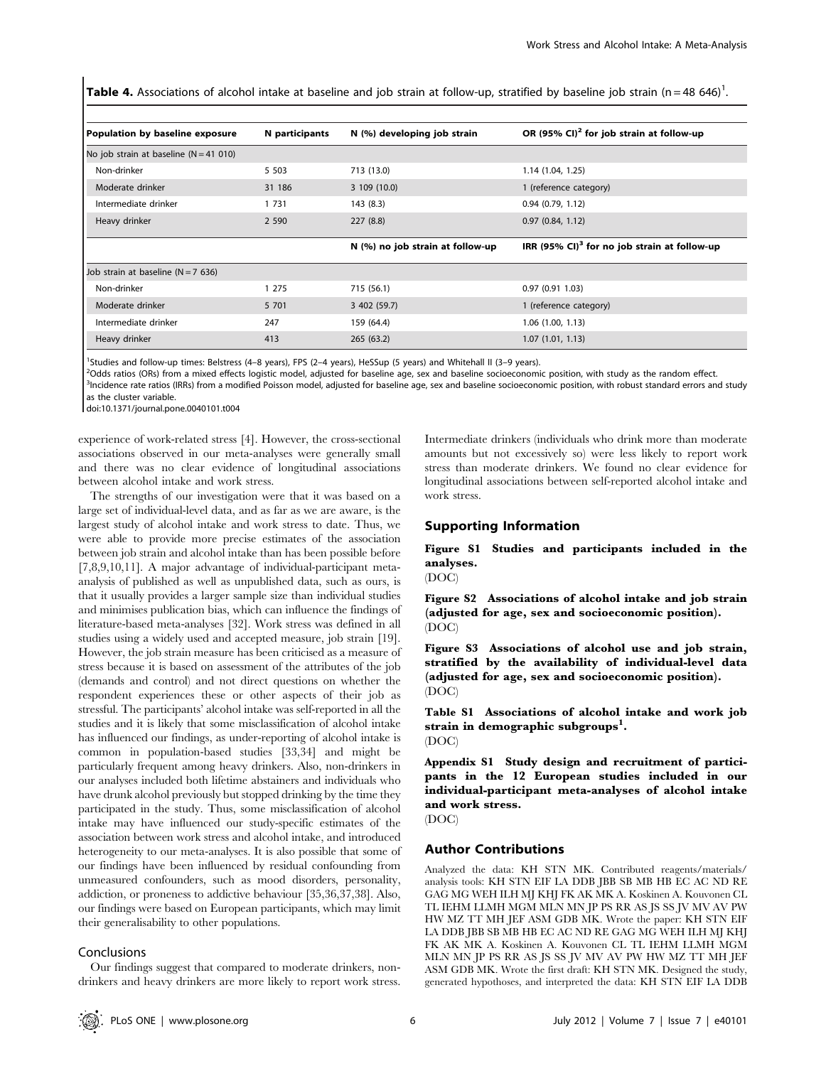**Table 4.** Associations of alcohol intake at baseline and job strain at follow-up, stratified by baseline job strain (n = 48 646)[1].

| Population by baseline exposure | N participants | N (%) developing job strain | OR (95% CI)[2] for job strain at follow-up |
|---|---|---|---|
| No job strain at baseline (N = 41 010) | | | |
| Non-drinker | 5 503 | 713 (13.0) | 1.14 (1.04, 1.25) |
| Moderate drinker | 31 186 | 3 109 (10.0) | 1 (reference category) |
| Intermediate drinker | 1 731 | 143 (8.3) | 0.94 (0.79, 1.12) |
| Heavy drinker | 2 590 | 227 (8.8) | 0.97 (0.84, 1.12) |
| | | **N (%) no job strain at follow-up** | **IRR (95% CI)[3] for no job strain at follow-up** |
| Job strain at baseline (N = 7 636) | | | |
| Non-drinker | 1 275 | 715 (56.1) | 0.97 (0.91 1.03) |
| Moderate drinker | 5 701 | 3 402 (59.7) | 1 (reference category) |
| Intermediate drinker | 247 | 159 (64.4) | 1.06 (1.00, 1.13) |
| Heavy drinker | 413 | 265 (63.2) | 1.07 (1.01, 1.13) |

[1]Studies and follow-up times: Belstress (4–8 years), FPS (2–4 years), HeSSup (5 years) and Whitehall II (3–9 years).
[2]Odds ratios (ORs) from a mixed effects logistic model, adjusted for baseline age, sex and baseline socioeconomic position, with study as the random effect.
[3]Incidence rate ratios (IRRs) from a modified Poisson model, adjusted for baseline age, sex and baseline socioeconomic position, with robust standard errors and study as the cluster variable.
doi:10.1371/journal.pone.0040101.t004

experience of work-related stress [4]. However, the cross-sectional associations observed in our meta-analyses were generally small and there was no clear evidence of longitudinal associations between alcohol intake and work stress.

The strengths of our investigation were that it was based on a large set of individual-level data, and as far as we are aware, is the largest study of alcohol intake and work stress to date. Thus, we were able to provide more precise estimates of the association between job strain and alcohol intake than has been possible before [7,8,9,10,11]. A major advantage of individual-participant meta-analysis of published as well as unpublished data, such as ours, is that it usually provides a larger sample size than individual studies and minimises publication bias, which can influence the findings of literature-based meta-analyses [32]. Work stress was defined in all studies using a widely used and accepted measure, job strain [19]. However, the job strain measure has been criticised as a measure of stress because it is based on assessment of the attributes of the job (demands and control) and not direct questions on whether the respondent experiences these or other aspects of their job as stressful. The participants' alcohol intake was self-reported in all the studies and it is likely that some misclassification of alcohol intake has influenced our findings, as under-reporting of alcohol intake is common in population-based studies [33,34] and might be particularly frequent among heavy drinkers. Also, non-drinkers in our analyses included both lifetime abstainers and individuals who have drunk alcohol previously but stopped drinking by the time they participated in the study. Thus, some misclassification of alcohol intake may have influenced our study-specific estimates of the association between work stress and alcohol intake, and introduced heterogeneity to our meta-analyses. It is also possible that some of our findings have been influenced by residual confounding from unmeasured confounders, such as mood disorders, personality, addiction, or proneness to addictive behaviour [35,36,37,38]. Also, our findings were based on European participants, which may limit their generalisability to other populations.

### Conclusions

Our findings suggest that compared to moderate drinkers, non-drinkers and heavy drinkers are more likely to report work stress. Intermediate drinkers (individuals who drink more than moderate amounts but not excessively so) were less likely to report work stress than moderate drinkers. We found no clear evidence for longitudinal associations between self-reported alcohol intake and work stress.

## Supporting Information

**Figure S1 Studies and participants included in the analyses.**
(DOC)

**Figure S2 Associations of alcohol intake and job strain (adjusted for age, sex and socioeconomic position).**
(DOC)

**Figure S3 Associations of alcohol use and job strain, stratified by the availability of individual-level data (adjusted for age, sex and socioeconomic position).**
(DOC)

**Table S1 Associations of alcohol intake and work job strain in demographic subgroups[1].**
(DOC)

**Appendix S1 Study design and recruitment of participants in the 12 European studies included in our individual-participant meta-analyses of alcohol intake and work stress.**
(DOC)

## Author Contributions

Analyzed the data: KH STN MK. Contributed reagents/materials/analysis tools: KH STN EIF LA DDB JBB SB MB HB EC AC ND RE GAG MG WEH ILH MJ KHJ FK AK MK A. Koskinen A. Kouvonen CL TL IEHM LLMH MGM MLN MN JP PS RR AS JS SS JV MV AV PW HW MZ TT MH JEF ASM GDB MK. Wrote the paper: KH STN EIF LA DDB JBB SB MB HB EC AC ND RE GAG MG WEH ILH MJ KHJ FK AK MK A. Koskinen A. Kouvonen CL TL IEHM LLMH MGM MLN MN JP PS RR AS JS SS JV MV AV PW HW MZ TT MH JEF ASM GDB MK. Wrote the first draft: KH STN MK. Designed the study, generated hypotheses, and interpreted the data: KH STN EIF LA DDB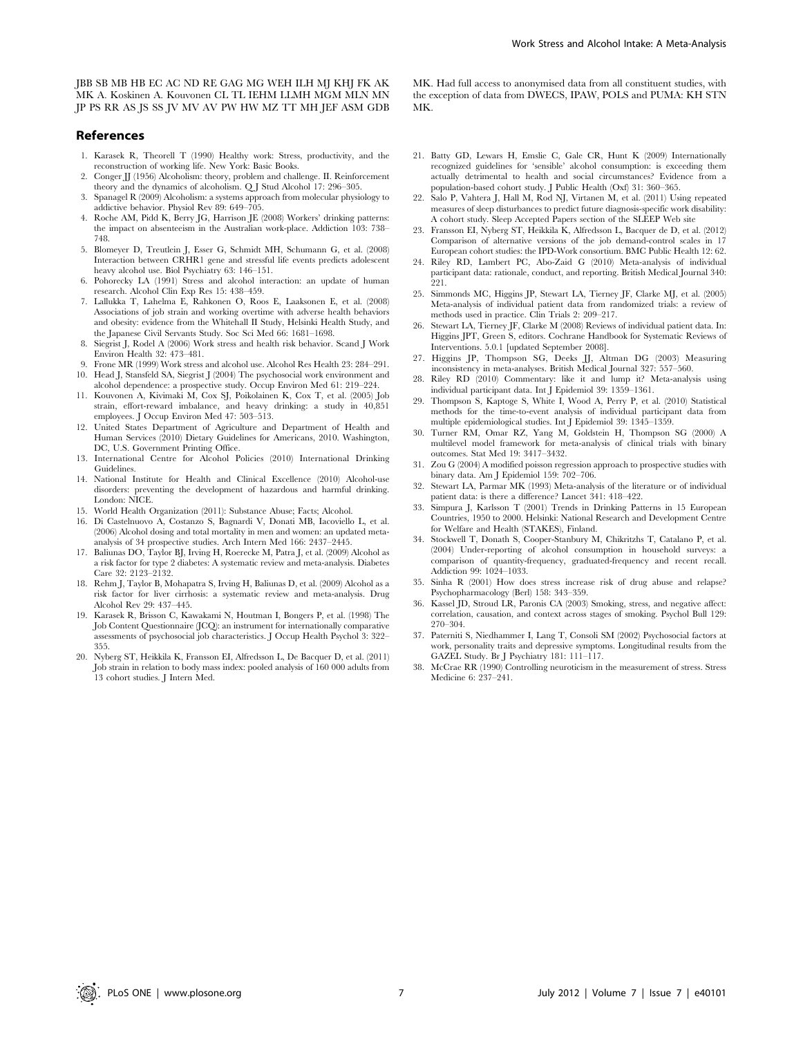JBB SB MB HB EC AC ND RE GAG MG WEH ILH MJ KHJ FK AK MK A. Koskinen A. Kouvonen CL TL IEHM LLMH MGM MLN MN JP PS RR AS JS SS JV MV AV PW HW MZ TT MH JEF ASM GDB MK. Had full access to anonymised data from all constituent studies, with the exception of data from DWECS, IPAW, POLS and PUMA: KH STN MK.

## References

1. Karasek R, Theorell T (1990) Healthy work: Stress, productivity, and the reconstruction of working life. New York: Basic Books.
2. Conger JJ (1956) Alcoholism: theory, problem and challenge. II. Reinforcement theory and the dynamics of alcoholism. Q J Stud Alcohol 17: 296–305.
3. Spanagel R (2009) Alcoholism: a systems approach from molecular physiology to addictive behavior. Physiol Rev 89: 649–705.
4. Roche AM, Pidd K, Berry JG, Harrison JE (2008) Workers' drinking patterns: the impact on absenteeism in the Australian work-place. Addiction 103: 738–748.
5. Blomeyer D, Treutlein J, Esser G, Schmidt MH, Schumann G, et al. (2008) Interaction between CRHR1 gene and stressful life events predicts adolescent heavy alcohol use. Biol Psychiatry 63: 146–151.
6. Pohorecky LA (1991) Stress and alcohol interaction: an update of human research. Alcohol Clin Exp Res 15: 438–459.
7. Lallukka T, Lahelma E, Rahkonen O, Roos E, Laaksonen E, et al. (2008) Associations of job strain and working overtime with adverse health behaviors and obesity: evidence from the Whitehall II Study, Helsinki Health Study, and the Japanese Civil Servants Study. Soc Sci Med 66: 1681–1698.
8. Siegrist J, Rodel A (2006) Work stress and health risk behavior. Scand J Work Environ Health 32: 473–481.
9. Frone MR (1999) Work stress and alcohol use. Alcohol Res Health 23: 284–291.
10. Head J, Stansfeld SA, Siegrist J (2004) The psychosocial work environment and alcohol dependence: a prospective study. Occup Environ Med 61: 219–224.
11. Kouvonen A, Kivimaki M, Cox SJ, Poikolainen K, Cox T, et al. (2005) Job strain, effort-reward imbalance, and heavy drinking: a study in 40,851 employees. J Occup Environ Med 47: 503–513.
12. United States Department of Agriculture and Department of Health and Human Services (2010) Dietary Guidelines for Americans, 2010. Washington, DC, U.S. Government Printing Office.
13. International Centre for Alcohol Policies (2010) International Drinking Guidelines.
14. National Institute for Health and Clinical Excellence (2010) Alcohol-use disorders: preventing the development of hazardous and harmful drinking. London: NICE.
15. World Health Organization (2011): Substance Abuse; Facts; Alcohol.
16. Di Castelnuovo A, Costanzo S, Bagnardi V, Donati MB, Iacoviello L, et al. (2006) Alcohol dosing and total mortality in men and women: an updated meta-analysis of 34 prospective studies. Arch Intern Med 166: 2437–2445.
17. Baliunas DO, Taylor BJ, Irving H, Roerecke M, Patra J, et al. (2009) Alcohol as a risk factor for type 2 diabetes: A systematic review and meta-analysis. Diabetes Care 32: 2123–2132.
18. Rehm J, Taylor B, Mohapatra S, Irving H, Baliunas D, et al. (2009) Alcohol as a risk factor for liver cirrhosis: a systematic review and meta-analysis. Drug Alcohol Rev 29: 437–445.
19. Karasek R, Brisson C, Kawakami N, Houtman I, Bongers P, et al. (1998) The Job Content Questionnaire (JCQ): an instrument for internationally comparative assessments of psychosocial job characteristics. J Occup Health Psychol 3: 322–355.
20. Nyberg ST, Heikkila K, Fransson EI, Alfredsson L, De Bacquer D, et al. (2011) Job strain in relation to body mass index: pooled analysis of 160 000 adults from 13 cohort studies. J Intern Med.
21. Batty GD, Lewars H, Emslie C, Gale CR, Hunt K (2009) Internationally recognized guidelines for 'sensible' alcohol consumption: is exceeding them actually detrimental to health and social circumstances? Evidence from a population-based cohort study. J Public Health (Oxf) 31: 360–365.
22. Salo P, Vahtera J, Hall M, Rod NJ, Virtanen M, et al. (2011) Using repeated measures of sleep disturbances to predict future diagnosis-specific work disability: A cohort study. Sleep Accepted Papers section of the SLEEP Web site
23. Fransson EI, Nyberg ST, Heikkila K, Alfredsson L, Bacquer de D, et al. (2012) Comparison of alternative versions of the job demand-control scales in 17 European cohort studies: the IPD-Work consortium. BMC Public Health 12: 62.
24. Riley RD, Lambert PC, Abo-Zaid G (2010) Meta-analysis of individual participant data: rationale, conduct, and reporting. British Medical Journal 340: 221.
25. Simmonds MC, Higgins JP, Stewart LA, Tierney JF, Clarke MJ, et al. (2005) Meta-analysis of individual patient data from randomized trials: a review of methods used in practice. Clin Trials 2: 209–217.
26. Stewart LA, Tierney JF, Clarke M (2008) Reviews of individual patient data. In: Higgins JPT, Green S, editors. Cochrane Handbook for Systematic Reviews of Interventions. 5.0.1 [updated September 2008].
27. Higgins JP, Thompson SG, Deeks JJ, Altman DG (2003) Measuring inconsistency in meta-analyses. British Medical Journal 327: 557–560.
28. Riley RD (2010) Commentary: like it and lump it? Meta-analysis using individual participant data. Int J Epidemiol 39: 1359–1361.
29. Thompson S, Kaptoge S, White I, Wood A, Perry P, et al. (2010) Statistical methods for the time-to-event analysis of individual participant data from multiple epidemiological studies. Int J Epidemiol 39: 1345–1359.
30. Turner RM, Omar RZ, Yang M, Goldstein H, Thompson SG (2000) A multilevel model framework for meta-analysis of clinical trials with binary outcomes. Stat Med 19: 3417–3432.
31. Zou G (2004) A modified poisson regression approach to prospective studies with binary data. Am J Epidemiol 159: 702–706.
32. Stewart LA, Parmar MK (1993) Meta-analysis of the literature or of individual patient data: is there a difference? Lancet 341: 418–422.
33. Simpura J, Karlsson T (2001) Trends in Drinking Patterns in 15 European Countries, 1950 to 2000. Helsinki: National Research and Development Centre for Welfare and Health (STAKES), Finland.
34. Stockwell T, Donath S, Cooper-Stanbury M, Chikritzhs T, Catalano P, et al. (2004) Under-reporting of alcohol consumption in household surveys: a comparison of quantity-frequency, graduated-frequency and recent recall. Addiction 99: 1024–1033.
35. Sinha R (2001) How does stress increase risk of drug abuse and relapse? Psychopharmacology (Berl) 158: 343–359.
36. Kassel JD, Stroud LR, Paronis CA (2003) Smoking, stress, and negative affect: correlation, causation, and context across stages of smoking. Psychol Bull 129: 270–304.
37. Paterniti S, Niedhammer I, Lang T, Consoli SM (2002) Psychosocial factors at work, personality traits and depressive symptoms. Longitudinal results from the GAZEL Study. Br J Psychiatry 181: 111–117.
38. McCrae RR (1990) Controlling neuroticism in the measurement of stress. Stress Medicine 6: 237–241.